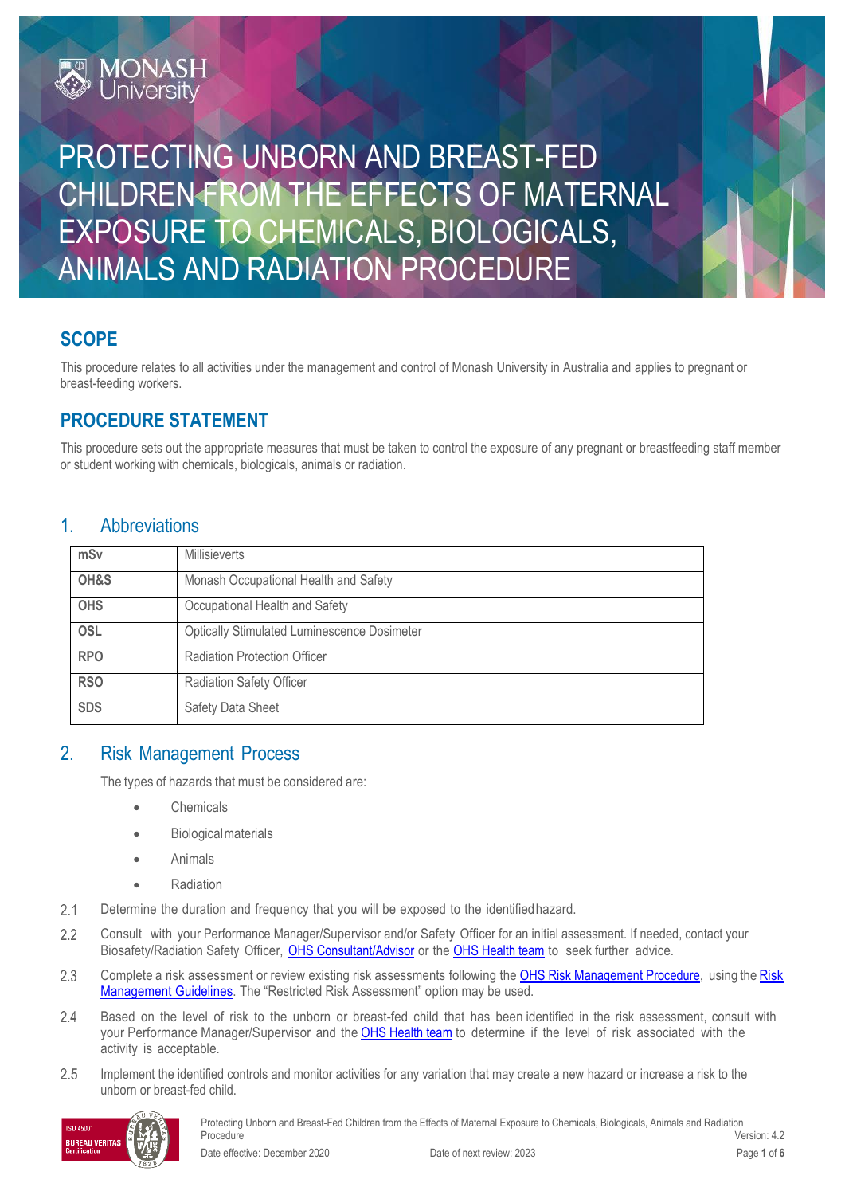# PROTECTING UNBORN AND BREAST-FED CHILDREN FROM THE EFFECTS OF MATERNAL EXPOSURE TO CHEMICALS, BIOLOGICALS, ANIMALS AND RADIATION PROCEDURE

## SCOPE

This procedure relates to all activities under the management and control of Monash University in Australia and applies to pregnant or breast-feeding workers.

## PROCEDURE STATEMENT

This procedure sets out the appropriate measures that must be taken to control the exposure of any pregnant or breastfeeding staff member or student working with chemicals, biologicals, animals or radiation.

## 1. Abbreviations

| | |
|---|---|
| **mSv** | Millisieverts |
| **OH&S** | Monash Occupational Health and Safety |
| **OHS** | Occupational Health and Safety |
| **OSL** | Optically Stimulated Luminescence Dosimeter |
| **RPO** | Radiation Protection Officer |
| **RSO** | Radiation Safety Officer |
| **SDS** | Safety Data Sheet |

## 2. Risk Management Process

The types of hazards that must be considered are:

- Chemicals
- Biological materials
- Animals
- Radiation

2.1 Determine the duration and frequency that you will be exposed to the identified hazard.

2.2 Consult with your Performance Manager/Supervisor and/or Safety Officer for an initial assessment. If needed, contact your Biosafety/Radiation Safety Officer, OHS Consultant/Advisor or the OHS Health team to seek further advice.

2.3 Complete a risk assessment or review existing risk assessments following the OHS Risk Management Procedure, using the Risk Management Guidelines. The "Restricted Risk Assessment" option may be used.

2.4 Based on the level of risk to the unborn or breast-fed child that has been identified in the risk assessment, consult with your Performance Manager/Supervisor and the OHS Health team to determine if the level of risk associated with the activity is acceptable.

2.5 Implement the identified controls and monitor activities for any variation that may create a new hazard or increase a risk to the unborn or breast-fed child.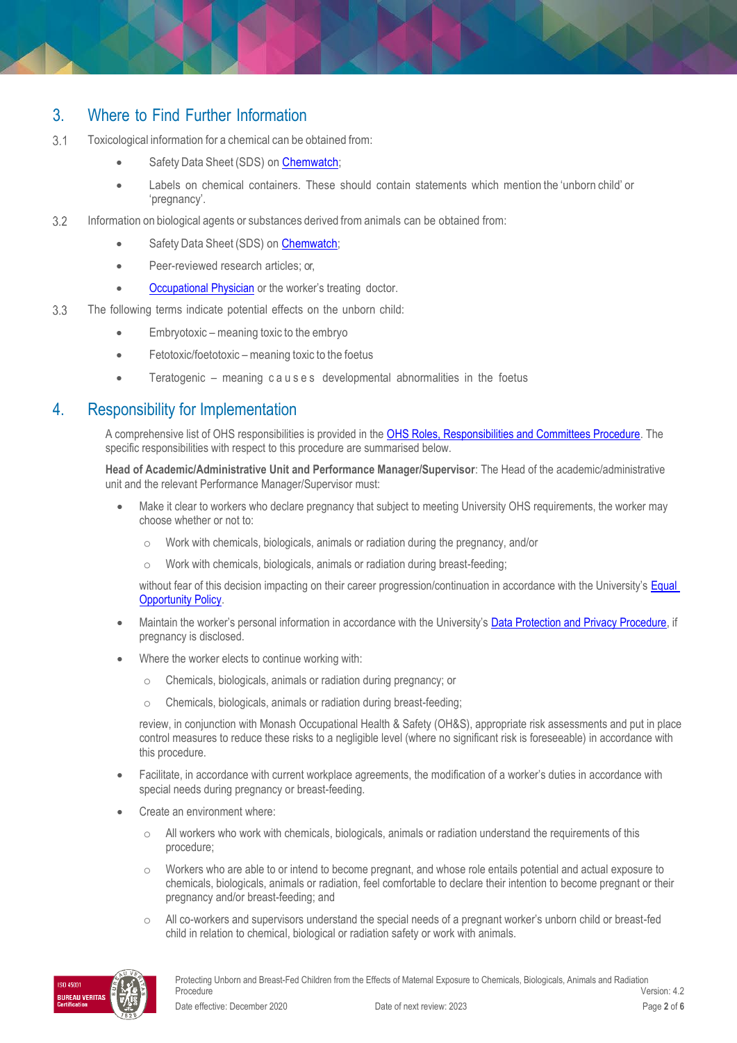## 3. Where to Find Further Information

3.1 Toxicological information for a chemical can be obtained from:

- Safety Data Sheet (SDS) on Chemwatch;
- Labels on chemical containers. These should contain statements which mention the 'unborn child' or 'pregnancy'.

3.2 Information on biological agents or substances derived from animals can be obtained from:

- Safety Data Sheet (SDS) on Chemwatch;
- Peer-reviewed research articles; or,
- Occupational Physician or the worker's treating doctor.

3.3 The following terms indicate potential effects on the unborn child:

- Embryotoxic – meaning toxic to the embryo
- Fetotoxic/foetotoxic – meaning toxic to the foetus
- Teratogenic – meaning causes developmental abnormalities in the foetus

## 4. Responsibility for Implementation

A comprehensive list of OHS responsibilities is provided in the OHS Roles, Responsibilities and Committees Procedure. The specific responsibilities with respect to this procedure are summarised below.

**Head of Academic/Administrative Unit and Performance Manager/Supervisor**: The Head of the academic/administrative unit and the relevant Performance Manager/Supervisor must:

- Make it clear to workers who declare pregnancy that subject to meeting University OHS requirements, the worker may choose whether or not to:
  - Work with chemicals, biologicals, animals or radiation during the pregnancy, and/or
  - Work with chemicals, biologicals, animals or radiation during breast-feeding;

  without fear of this decision impacting on their career progression/continuation in accordance with the University's Equal Opportunity Policy.
- Maintain the worker's personal information in accordance with the University's Data Protection and Privacy Procedure, if pregnancy is disclosed.
- Where the worker elects to continue working with:
  - Chemicals, biologicals, animals or radiation during pregnancy; or
  - Chemicals, biologicals, animals or radiation during breast-feeding;

  review, in conjunction with Monash Occupational Health & Safety (OH&S), appropriate risk assessments and put in place control measures to reduce these risks to a negligible level (where no significant risk is foreseeable) in accordance with this procedure.
- Facilitate, in accordance with current workplace agreements, the modification of a worker's duties in accordance with special needs during pregnancy or breast-feeding.
- Create an environment where:
  - All workers who work with chemicals, biologicals, animals or radiation understand the requirements of this procedure;
  - Workers who are able to or intend to become pregnant, and whose role entails potential and actual exposure to chemicals, biologicals, animals or radiation, feel comfortable to declare their intention to become pregnant or their pregnancy and/or breast-feeding; and
  - All co-workers and supervisors understand the special needs of a pregnant worker's unborn child or breast-fed child in relation to chemical, biological or radiation safety or work with animals.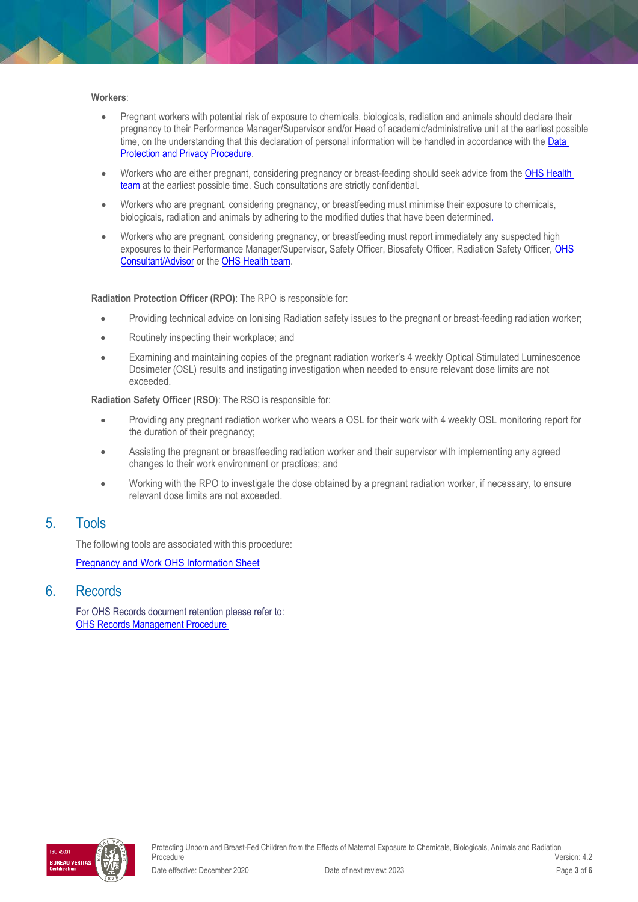**Workers**:

- Pregnant workers with potential risk of exposure to chemicals, biologicals, radiation and animals should declare their pregnancy to their Performance Manager/Supervisor and/or Head of academic/administrative unit at the earliest possible time, on the understanding that this declaration of personal information will be handled in accordance with the Data Protection and Privacy Procedure.
- Workers who are either pregnant, considering pregnancy or breast-feeding should seek advice from the OHS Health team at the earliest possible time. Such consultations are strictly confidential.
- Workers who are pregnant, considering pregnancy, or breastfeeding must minimise their exposure to chemicals, biologicals, radiation and animals by adhering to the modified duties that have been determined.
- Workers who are pregnant, considering pregnancy, or breastfeeding must report immediately any suspected high exposures to their Performance Manager/Supervisor, Safety Officer, Biosafety Officer, Radiation Safety Officer, OHS Consultant/Advisor or the OHS Health team.

**Radiation Protection Officer (RPO)**: The RPO is responsible for:

- Providing technical advice on Ionising Radiation safety issues to the pregnant or breast-feeding radiation worker;
- Routinely inspecting their workplace; and
- Examining and maintaining copies of the pregnant radiation worker's 4 weekly Optical Stimulated Luminescence Dosimeter (OSL) results and instigating investigation when needed to ensure relevant dose limits are not exceeded.

**Radiation Safety Officer (RSO)**: The RSO is responsible for:

- Providing any pregnant radiation worker who wears a OSL for their work with 4 weekly OSL monitoring report for the duration of their pregnancy;
- Assisting the pregnant or breastfeeding radiation worker and their supervisor with implementing any agreed changes to their work environment or practices; and
- Working with the RPO to investigate the dose obtained by a pregnant radiation worker, if necessary, to ensure relevant dose limits are not exceeded.

## 5. Tools

The following tools are associated with this procedure:

Pregnancy and Work OHS Information Sheet

## 6. Records

For OHS Records document retention please refer to:
OHS Records Management Procedure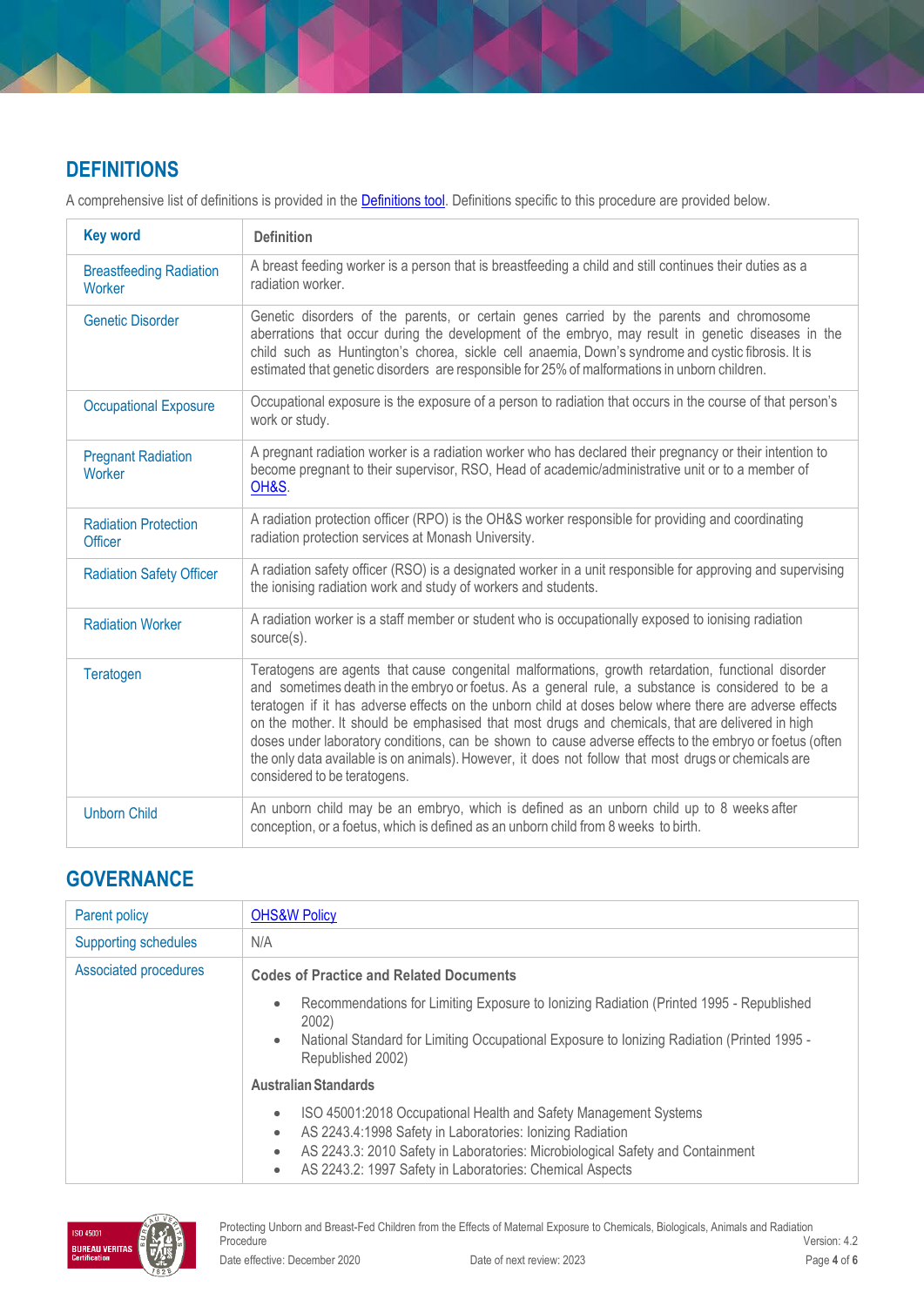## DEFINITIONS

A comprehensive list of definitions is provided in the Definitions tool. Definitions specific to this procedure are provided below.

| Key word | Definition |
|---|---|
| Breastfeeding Radiation Worker | A breast feeding worker is a person that is breastfeeding a child and still continues their duties as a radiation worker. |
| Genetic Disorder | Genetic disorders of the parents, or certain genes carried by the parents and chromosome aberrations that occur during the development of the embryo, may result in genetic diseases in the child such as Huntington's chorea, sickle cell anaemia, Down's syndrome and cystic fibrosis. It is estimated that genetic disorders are responsible for 25% of malformations in unborn children. |
| Occupational Exposure | Occupational exposure is the exposure of a person to radiation that occurs in the course of that person's work or study. |
| Pregnant Radiation Worker | A pregnant radiation worker is a radiation worker who has declared their pregnancy or their intention to become pregnant to their supervisor, RSO, Head of academic/administrative unit or to a member of OH&S. |
| Radiation Protection Officer | A radiation protection officer (RPO) is the OH&S worker responsible for providing and coordinating radiation protection services at Monash University. |
| Radiation Safety Officer | A radiation safety officer (RSO) is a designated worker in a unit responsible for approving and supervising the ionising radiation work and study of workers and students. |
| Radiation Worker | A radiation worker is a staff member or student who is occupationally exposed to ionising radiation source(s). |
| Teratogen | Teratogens are agents that cause congenital malformations, growth retardation, functional disorder and sometimes death in the embryo or foetus. As a general rule, a substance is considered to be a teratogen if it has adverse effects on the unborn child at doses below where there are adverse effects on the mother. It should be emphasised that most drugs and chemicals, that are delivered in high doses under laboratory conditions, can be shown to cause adverse effects to the embryo or foetus (often the only data available is on animals). However, it does not follow that most drugs or chemicals are considered to be teratogens. |
| Unborn Child | An unborn child may be an embryo, which is defined as an unborn child up to 8 weeks after conception, or a foetus, which is defined as an unborn child from 8 weeks to birth. |

## GOVERNANCE

| Parent policy | OHS&W Policy |
|---|---|
| Supporting schedules | N/A |
| Associated procedures | **Codes of Practice and Related Documents**<br>• Recommendations for Limiting Exposure to Ionizing Radiation (Printed 1995 - Republished 2002)<br>• National Standard for Limiting Occupational Exposure to Ionizing Radiation (Printed 1995 - Republished 2002)<br>**Australian Standards**<br>• ISO 45001:2018 Occupational Health and Safety Management Systems<br>• AS 2243.4:1998 Safety in Laboratories: Ionizing Radiation<br>• AS 2243.3: 2010 Safety in Laboratories: Microbiological Safety and Containment<br>• AS 2243.2: 1997 Safety in Laboratories: Chemical Aspects |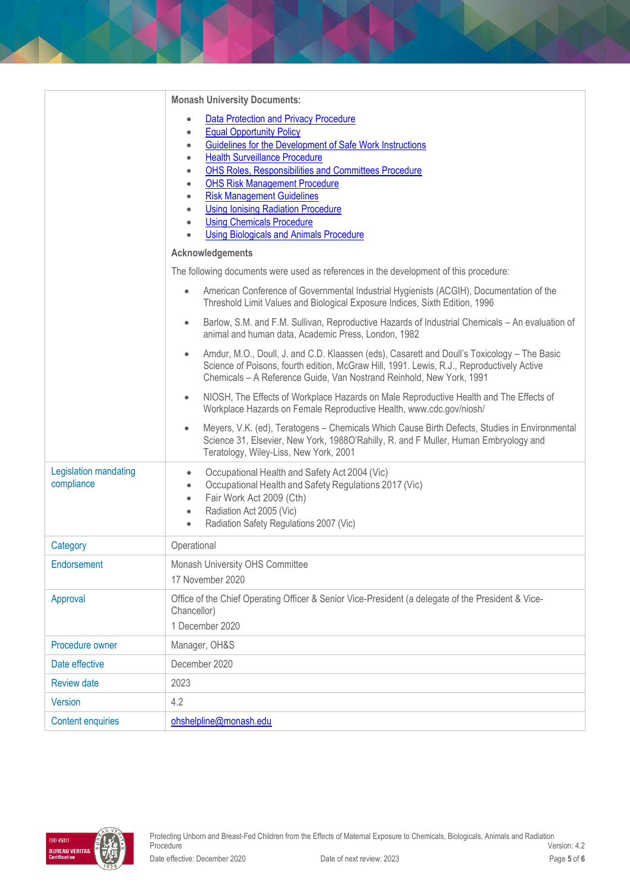| | |
|---|---|
| | **Monash University Documents:**<br>• Data Protection and Privacy Procedure<br>• Equal Opportunity Policy<br>• Guidelines for the Development of Safe Work Instructions<br>• Health Surveillance Procedure<br>• OHS Roles, Responsibilities and Committees Procedure<br>• OHS Risk Management Procedure<br>• Risk Management Guidelines<br>• Using Ionising Radiation Procedure<br>• Using Chemicals Procedure<br>• Using Biologicals and Animals Procedure<br><br>**Acknowledgements**<br><br>The following documents were used as references in the development of this procedure:<br>• American Conference of Governmental Industrial Hygienists (ACGIH), Documentation of the Threshold Limit Values and Biological Exposure Indices, Sixth Edition, 1996<br>• Barlow, S.M. and F.M. Sullivan, Reproductive Hazards of Industrial Chemicals – An evaluation of animal and human data, Academic Press, London, 1982<br>• Amdur, M.O., Doull, J. and C.D. Klaassen (eds), Casarett and Doull's Toxicology – The Basic Science of Poisons, fourth edition, McGraw Hill, 1991. Lewis, R.J., Reproductively Active Chemicals – A Reference Guide, Van Nostrand Reinhold, New York, 1991<br>• NIOSH, The Effects of Workplace Hazards on Male Reproductive Health and The Effects of Workplace Hazards on Female Reproductive Health, www.cdc.gov/niosh/<br>• Meyers, V.K. (ed), Teratogens – Chemicals Which Cause Birth Defects, Studies in Environmental Science 31, Elsevier, New York, 1988O'Rahilly, R. and F Muller, Human Embryology and Teratology, Wiley-Liss, New York, 2001 |
| Legislation mandating compliance | • Occupational Health and Safety Act 2004 (Vic)<br>• Occupational Health and Safety Regulations 2017 (Vic)<br>• Fair Work Act 2009 (Cth)<br>• Radiation Act 2005 (Vic)<br>• Radiation Safety Regulations 2007 (Vic) |
| Category | Operational |
| Endorsement | Monash University OHS Committee<br>17 November 2020 |
| Approval | Office of the Chief Operating Officer & Senior Vice-President (a delegate of the President & Vice-Chancellor)<br>1 December 2020 |
| Procedure owner | Manager, OH&S |
| Date effective | December 2020 |
| Review date | 2023 |
| Version | 4.2 |
| Content enquiries | ohshelpline@monash.edu |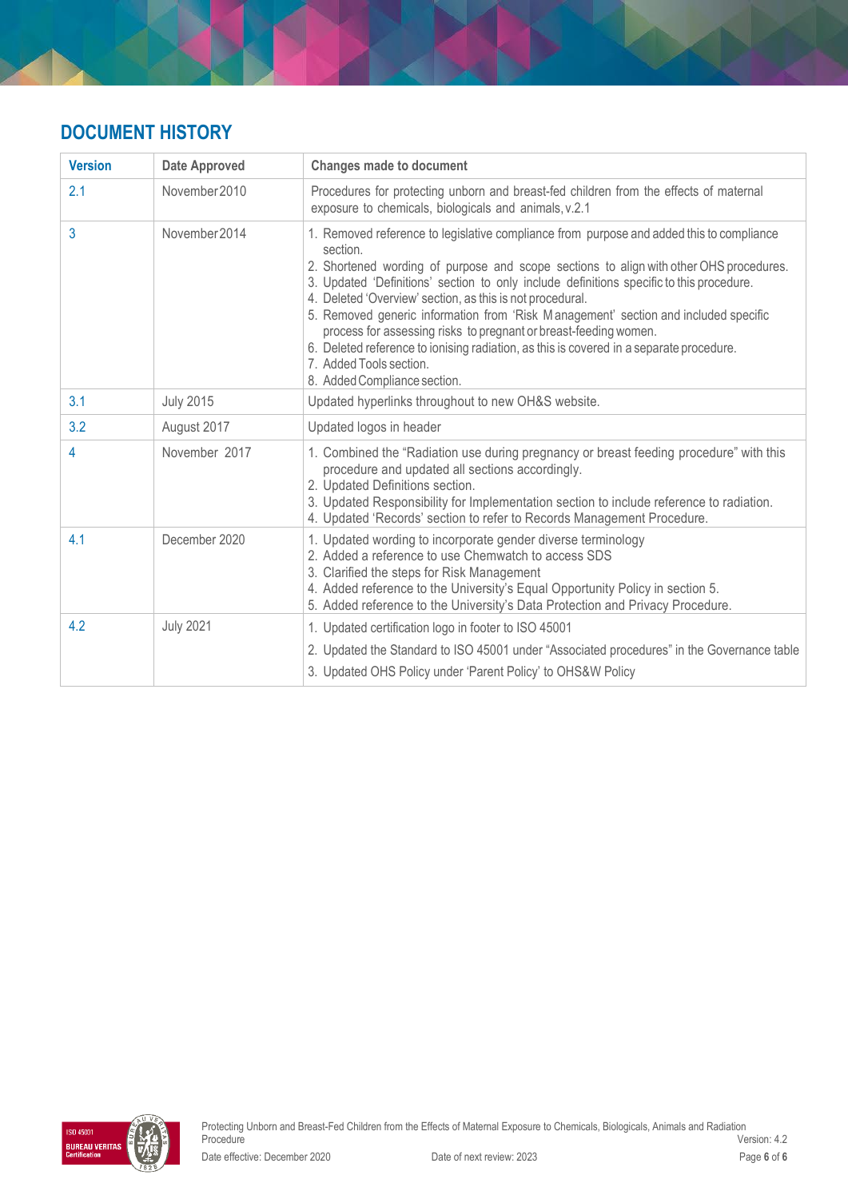## DOCUMENT HISTORY

| Version | Date Approved | Changes made to document |
|---|---|---|
| 2.1 | November 2010 | Procedures for protecting unborn and breast-fed children from the effects of maternal exposure to chemicals, biologicals and animals, v.2.1 |
| 3 | November 2014 | 1. Removed reference to legislative compliance from purpose and added this to compliance section.<br>2. Shortened wording of purpose and scope sections to align with other OHS procedures.<br>3. Updated 'Definitions' section to only include definitions specific to this procedure.<br>4. Deleted 'Overview' section, as this is not procedural.<br>5. Removed generic information from 'Risk Management' section and included specific process for assessing risks to pregnant or breast-feeding women.<br>6. Deleted reference to ionising radiation, as this is covered in a separate procedure.<br>7. Added Tools section.<br>8. Added Compliance section. |
| 3.1 | July 2015 | Updated hyperlinks throughout to new OH&S website. |
| 3.2 | August 2017 | Updated logos in header |
| 4 | November 2017 | 1. Combined the "Radiation use during pregnancy or breast feeding procedure" with this procedure and updated all sections accordingly.<br>2. Updated Definitions section.<br>3. Updated Responsibility for Implementation section to include reference to radiation.<br>4. Updated 'Records' section to refer to Records Management Procedure. |
| 4.1 | December 2020 | 1. Updated wording to incorporate gender diverse terminology<br>2. Added a reference to use Chemwatch to access SDS<br>3. Clarified the steps for Risk Management<br>4. Added reference to the University's Equal Opportunity Policy in section 5.<br>5. Added reference to the University's Data Protection and Privacy Procedure. |
| 4.2 | July 2021 | 1. Updated certification logo in footer to ISO 45001<br>2. Updated the Standard to ISO 45001 under "Associated procedures" in the Governance table<br>3. Updated OHS Policy under 'Parent Policy' to OHS&W Policy |